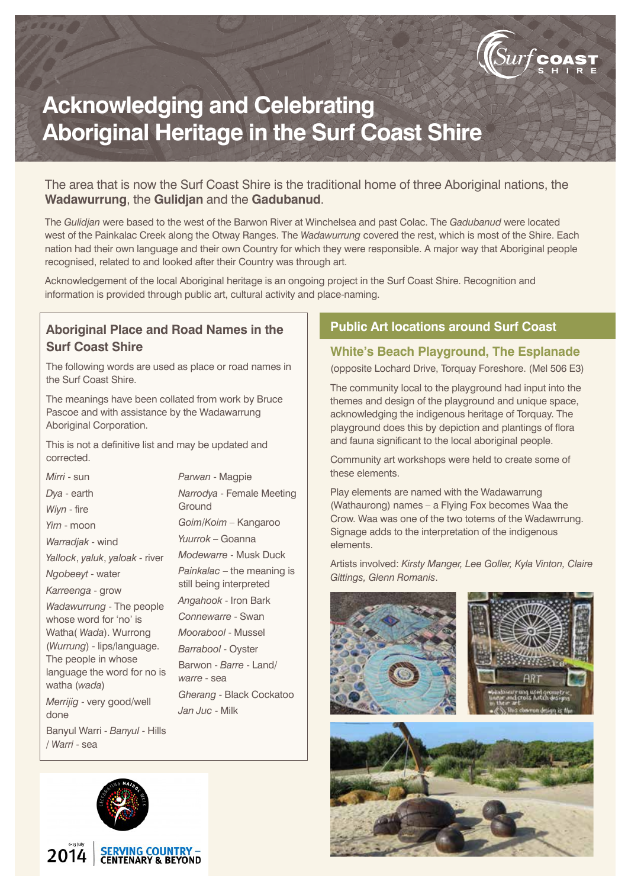# Acknowledging and Celebrating Aboriginal Heritage in the Surf Coast Shire

The area that is now the Surf Coast Shire is the traditional home of three Aboriginal nations, the **Wadawurrung**, the **Gulidjan** and the **Gadubanud**.

The *Gulidjan* were based to the west of the Barwon River at Winchelsea and past Colac. The *Gadubanud* were located west of the Painkalac Creek along the Otway Ranges. The *Wadawurrung* covered the rest, which is most of the Shire. Each nation had their own language and their own Country for which they were responsible. A major way that Aboriginal people recognised, related to and looked after their Country was through art.

Acknowledgement of the local Aboriginal heritage is an ongoing project in the Surf Coast Shire. Recognition and information is provided through public art, cultural activity and place-naming.

## Aboriginal Place and Road Names in the Surf Coast Shire

The following words are used as place or road names in the Surf Coast Shire.

The meanings have been collated from work by Bruce Pascoe and with assistance by the Wadawarrung Aboriginal Corporation.

This is not a definitive list and may be updated and corrected.

*Mirri* - sun

*Dya* - earth

*Wiyn* - fire

*Yirn* - moon

*Warradjak* - wind

*Yallock*, *yaluk*, *yaloak* - river

*Ngobeeyt* - water

*Karreenga* - grow

*Wadawurrung* - The people whose word for 'no' is Watha(*Wada*). Wurrong (*Wurrung*) - lips/language. The people in whose language the word for no is watha (*wada*)

*Merrijig* - very good/well done

Banyul Warri - *Banyul* - Hills / *Warri* - sea

*Parwan* - Magpie

*Narrodya* - Female Meeting Ground

*Goim*/*Koim* – Kangaroo

*Yuurrok* – Goanna

*Modewarre* - Musk Duck

*Painkalac* – the meaning is still being interpreted

*Angahook* - Iron Bark

*Connewarre* - Swan

*Moorabool* - Mussel

*Barrabool* - Oyster

Barwon - *Barre* - Land/ *warre* - sea

*Gherang* - Black Cockatoo

*Jan Juc* - Milk

## Public Art locations around Surf Coast

### White's Beach Playground, The Esplanade

(opposite Lochard Drive, Torquay Foreshore. (Mel 506 E3)

The community local to the playground had input into the themes and design of the playground and unique space, acknowledging the indigenous heritage of Torquay. The playground does this by depiction and plantings of flora and fauna significant to the local aboriginal people.

Community art workshops were held to create some of these elements.

Play elements are named with the Wadawarrung (Wathaurong) names – a Flying Fox becomes Waa the Crow. Waa was one of the two totems of the Wadawrrung. Signage adds to the interpretation of the indigenous elements.

Artists involved: *Kirsty Manger, Lee Goller, Kyla Vinton, Claire Gittings, Glenn Romanis*.

2014 SERVING COUNTRY – CENTENARY & BEYOND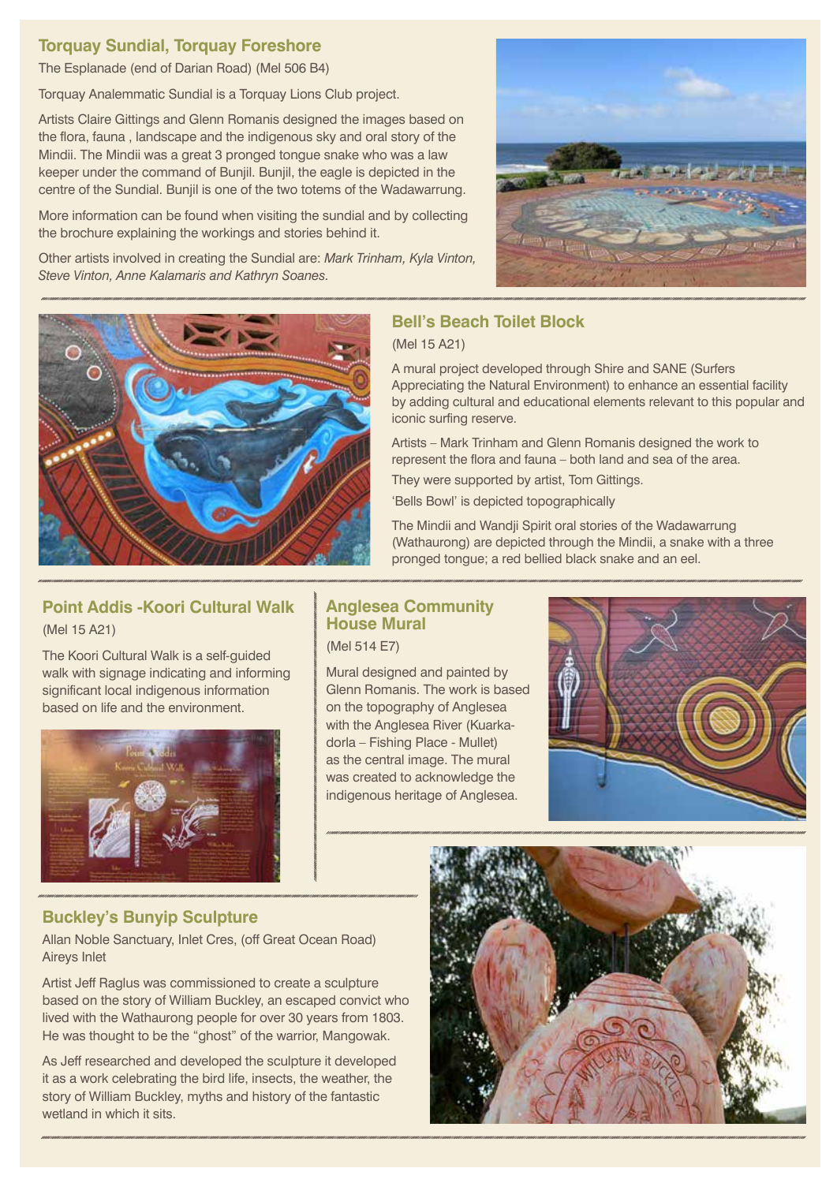## Torquay Sundial, Torquay Foreshore

The Esplanade (end of Darian Road) (Mel 506 B4)

Torquay Analemmatic Sundial is a Torquay Lions Club project.

Artists Claire Gittings and Glenn Romanis designed the images based on the flora, fauna , landscape and the indigenous sky and oral story of the Mindii. The Mindii was a great 3 pronged tongue snake who was a law keeper under the command of Bunjil. Bunjil, the eagle is depicted in the centre of the Sundial. Bunjil is one of the two totems of the Wadawarrung.

More information can be found when visiting the sundial and by collecting the brochure explaining the workings and stories behind it.

Other artists involved in creating the Sundial are: *Mark Trinham, Kyla Vinton, Steve Vinton, Anne Kalamaris and Kathryn Soanes.*

## Bell's Beach Toilet Block

(Mel 15 A21)

A mural project developed through Shire and SANE (Surfers Appreciating the Natural Environment) to enhance an essential facility by adding cultural and educational elements relevant to this popular and iconic surfing reserve.

Artists – Mark Trinham and Glenn Romanis designed the work to represent the flora and fauna – both land and sea of the area.

They were supported by artist, Tom Gittings.

'Bells Bowl' is depicted topographically

The Mindii and Wandji Spirit oral stories of the Wadawarrung (Wathaurong) are depicted through the Mindii, a snake with a three pronged tongue; a red bellied black snake and an eel.

## Point Addis -Koori Cultural Walk

(Mel 15 A21)

The Koori Cultural Walk is a self-guided walk with signage indicating and informing significant local indigenous information based on life and the environment.

## Anglesea Community House Mural

(Mel 514 E7)

Mural designed and painted by Glenn Romanis. The work is based on the topography of Anglesea with the Anglesea River (Kuarka-dorla – Fishing Place - Mullet) as the central image. The mural was created to acknowledge the indigenous heritage of Anglesea.

## Buckley's Bunyip Sculpture

Allan Noble Sanctuary, Inlet Cres, (off Great Ocean Road) Aireys Inlet

Artist Jeff Raglus was commissioned to create a sculpture based on the story of William Buckley, an escaped convict who lived with the Wathaurong people for over 30 years from 1803. He was thought to be the "ghost" of the warrior, Mangowak.

As Jeff researched and developed the sculpture it developed it as a work celebrating the bird life, insects, the weather, the story of William Buckley, myths and history of the fantastic wetland in which it sits.